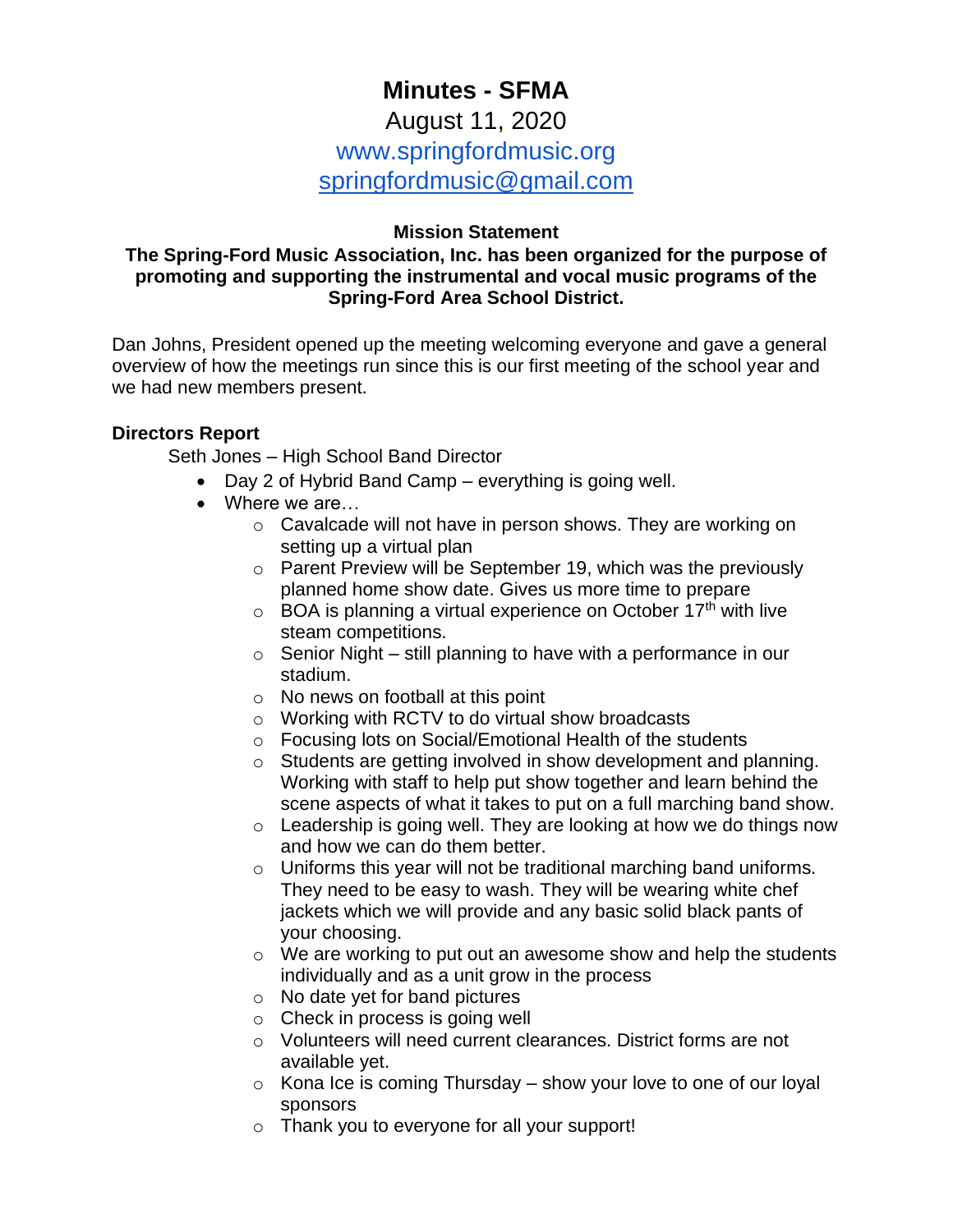# Minutes - SFMA

August 11, 2020

www.springfordmusic.org

springfordmusic@gmail.com

**Mission Statement**

**The Spring-Ford Music Association, Inc. has been organized for the purpose of promoting and supporting the instrumental and vocal music programs of the Spring-Ford Area School District.**

Dan Johns, President opened up the meeting welcoming everyone and gave a general overview of how the meetings run since this is our first meeting of the school year and we had new members present.

**Directors Report**

Seth Jones – High School Band Director

- Day 2 of Hybrid Band Camp – everything is going well.
- Where we are…
  - Cavalcade will not have in person shows. They are working on setting up a virtual plan
  - Parent Preview will be September 19, which was the previously planned home show date. Gives us more time to prepare
  - BOA is planning a virtual experience on October 17th with live steam competitions.
  - Senior Night – still planning to have with a performance in our stadium.
  - No news on football at this point
  - Working with RCTV to do virtual show broadcasts
  - Focusing lots on Social/Emotional Health of the students
  - Students are getting involved in show development and planning. Working with staff to help put show together and learn behind the scene aspects of what it takes to put on a full marching band show.
  - Leadership is going well. They are looking at how we do things now and how we can do them better.
  - Uniforms this year will not be traditional marching band uniforms. They need to be easy to wash. They will be wearing white chef jackets which we will provide and any basic solid black pants of your choosing.
  - We are working to put out an awesome show and help the students individually and as a unit grow in the process
  - No date yet for band pictures
  - Check in process is going well
  - Volunteers will need current clearances. District forms are not available yet.
  - Kona Ice is coming Thursday – show your love to one of our loyal sponsors
  - Thank you to everyone for all your support!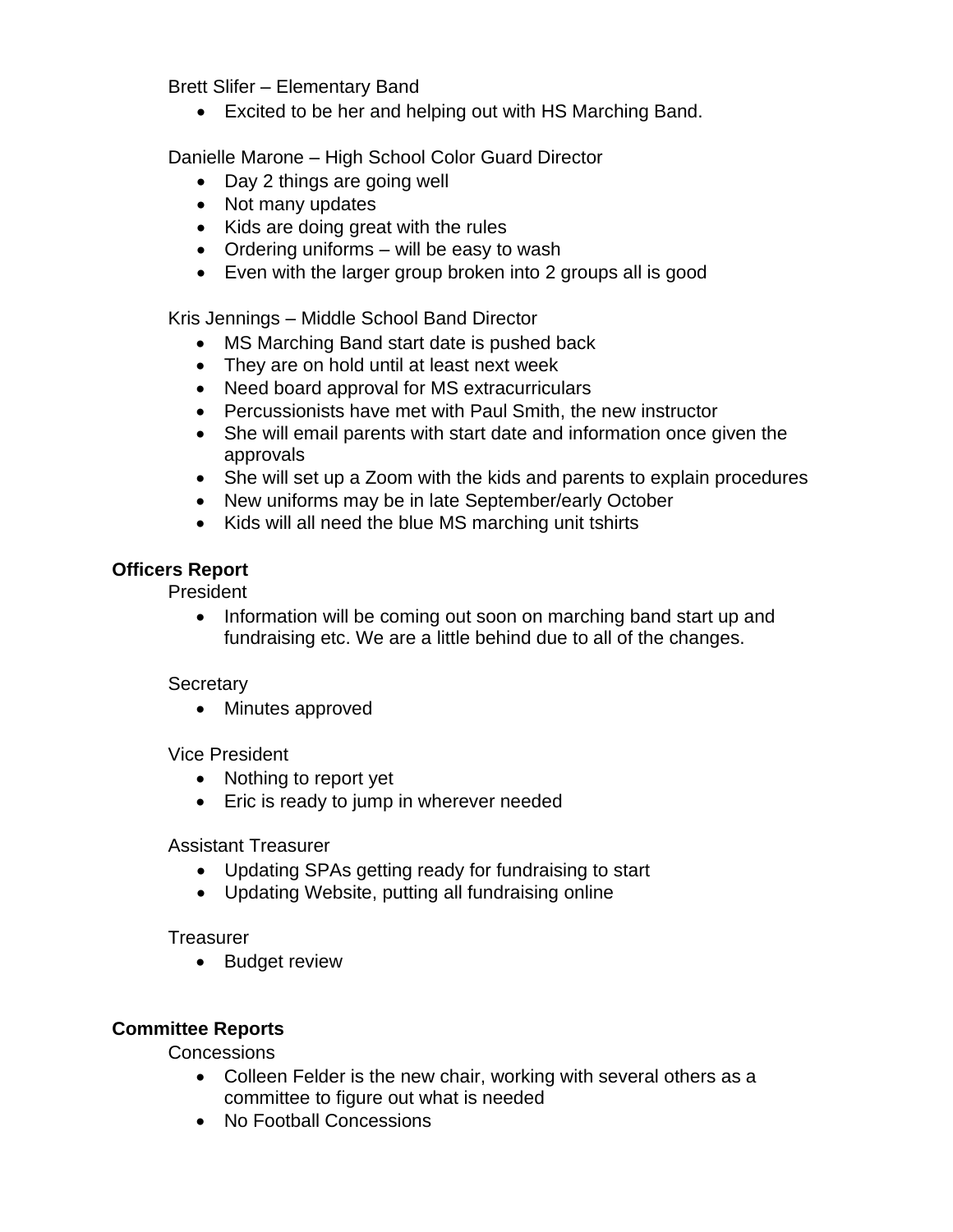Brett Slifer – Elementary Band

- Excited to be her and helping out with HS Marching Band.

Danielle Marone – High School Color Guard Director

- Day 2 things are going well
- Not many updates
- Kids are doing great with the rules
- Ordering uniforms – will be easy to wash
- Even with the larger group broken into 2 groups all is good

Kris Jennings – Middle School Band Director

- MS Marching Band start date is pushed back
- They are on hold until at least next week
- Need board approval for MS extracurriculars
- Percussionists have met with Paul Smith, the new instructor
- She will email parents with start date and information once given the approvals
- She will set up a Zoom with the kids and parents to explain procedures
- New uniforms may be in late September/early October
- Kids will all need the blue MS marching unit tshirts

**Officers Report**

President

- Information will be coming out soon on marching band start up and fundraising etc. We are a little behind due to all of the changes.

Secretary

- Minutes approved

Vice President

- Nothing to report yet
- Eric is ready to jump in wherever needed

Assistant Treasurer

- Updating SPAs getting ready for fundraising to start
- Updating Website, putting all fundraising online

Treasurer

- Budget review

**Committee Reports**

Concessions

- Colleen Felder is the new chair, working with several others as a committee to figure out what is needed
- No Football Concessions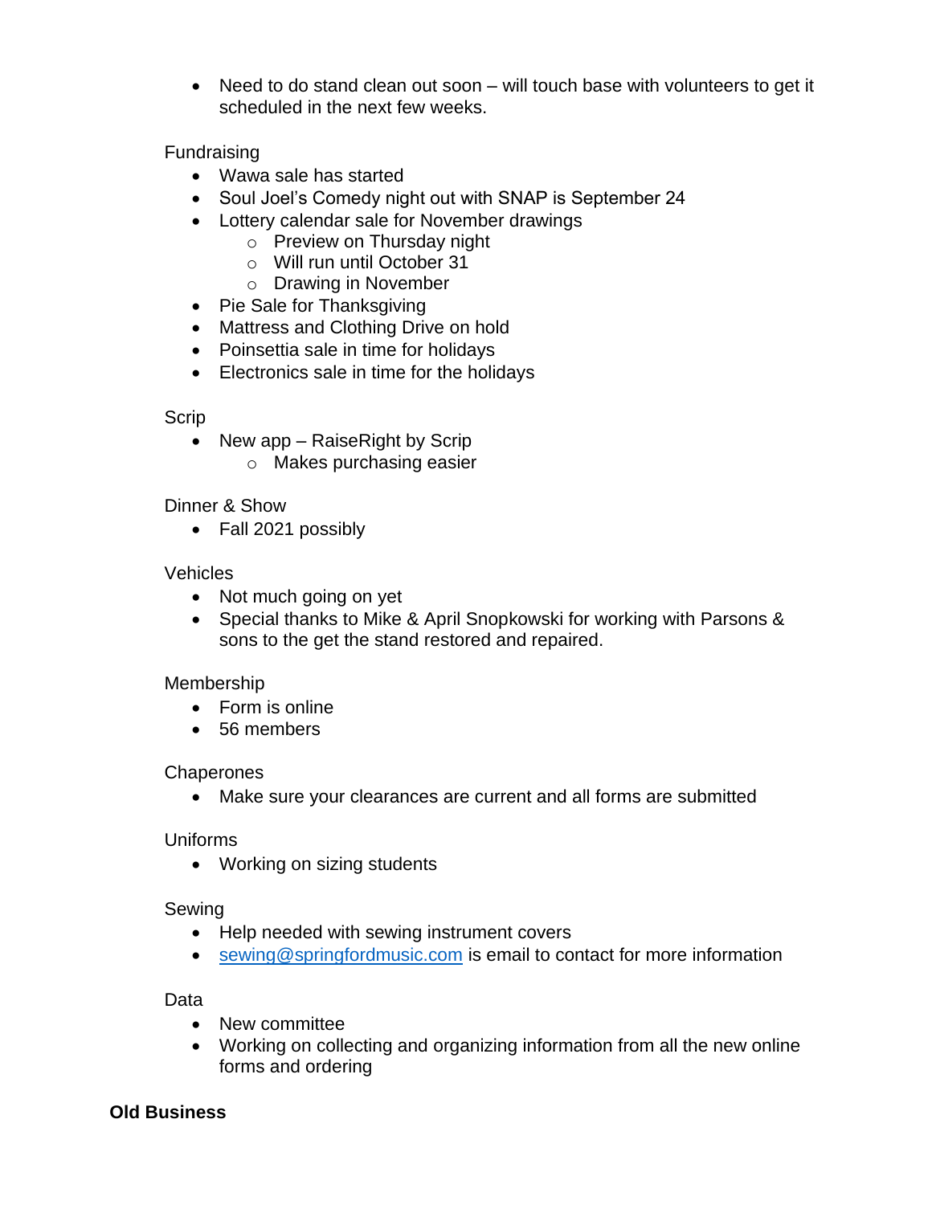- Need to do stand clean out soon – will touch base with volunteers to get it scheduled in the next few weeks.

Fundraising

- Wawa sale has started
- Soul Joel's Comedy night out with SNAP is September 24
- Lottery calendar sale for November drawings
  - Preview on Thursday night
  - Will run until October 31
  - Drawing in November
- Pie Sale for Thanksgiving
- Mattress and Clothing Drive on hold
- Poinsettia sale in time for holidays
- Electronics sale in time for the holidays

Scrip

- New app – RaiseRight by Scrip
  - Makes purchasing easier

Dinner & Show

- Fall 2021 possibly

Vehicles

- Not much going on yet
- Special thanks to Mike & April Snopkowski for working with Parsons & sons to the get the stand restored and repaired.

Membership

- Form is online
- 56 members

Chaperones

- Make sure your clearances are current and all forms are submitted

Uniforms

- Working on sizing students

Sewing

- Help needed with sewing instrument covers
- [sewing@springfordmusic.com](mailto:sewing@springfordmusic.com) is email to contact for more information

Data

- New committee
- Working on collecting and organizing information from all the new online forms and ordering

**Old Business**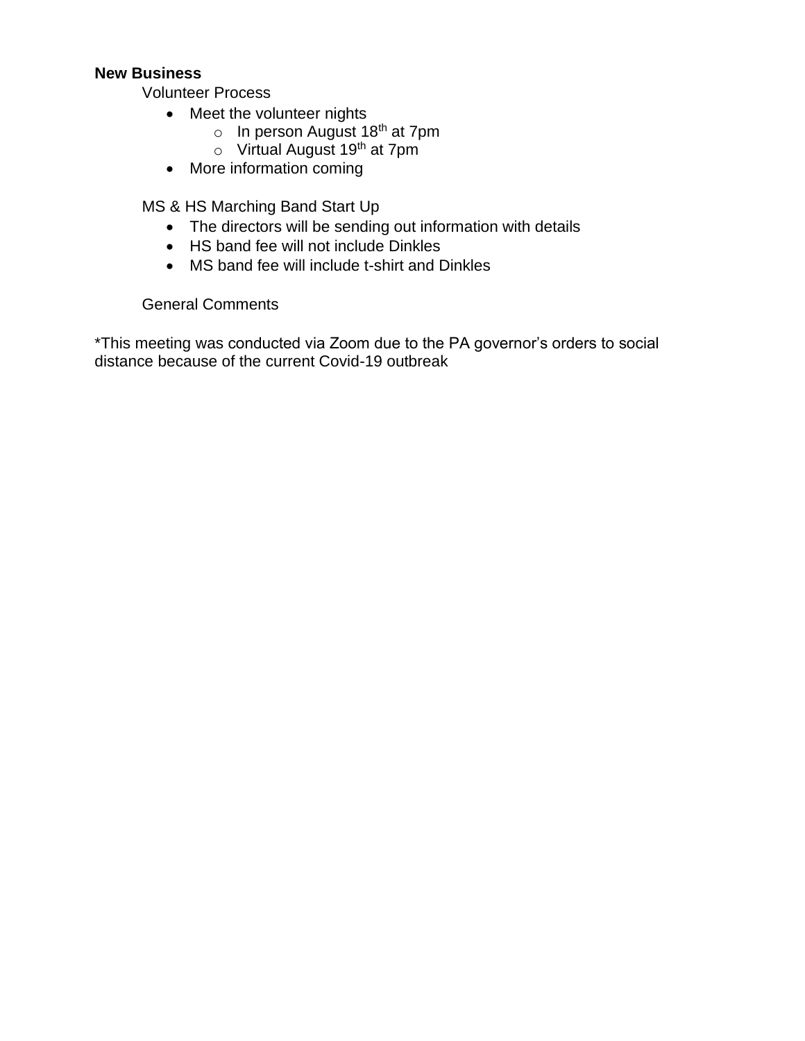**New Business**

Volunteer Process

- Meet the volunteer nights
  - In person August 18th at 7pm
  - Virtual August 19th at 7pm
- More information coming

MS & HS Marching Band Start Up

- The directors will be sending out information with details
- HS band fee will not include Dinkles
- MS band fee will include t-shirt and Dinkles

General Comments

*This meeting was conducted via Zoom due to the PA governor's orders to social distance because of the current Covid-19 outbreak